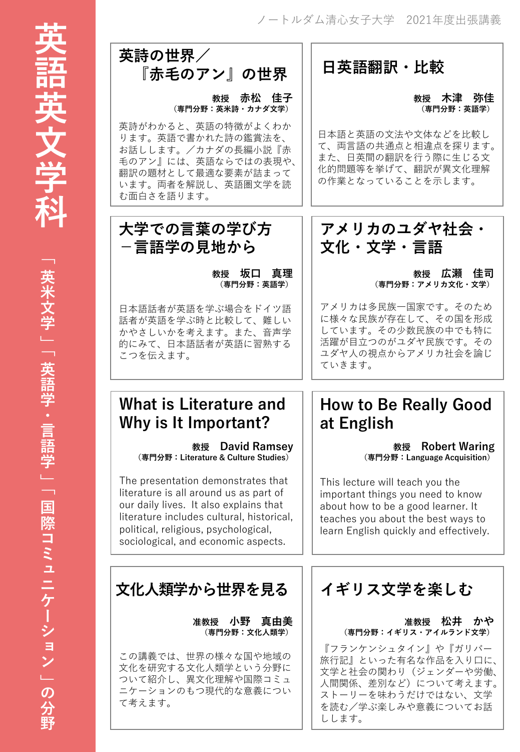ノートルダム清心女子大学　2021年度出張講義

# 英語英文学科

「英米文学」「英語学・言語学」「国際コミュニケーション」の分野

## 英詩の世界／『赤毛のアン』の世界

教授　赤松　佳子
（専門分野：英米詩・カナダ文学）

英詩がわかると、英語の特徴がよくわかります。英語で書かれた詩の鑑賞法を、お話しします。／カナダの長編小説『赤毛のアン』には、英語ならではの表現や、翻訳の題材として最適な要素が詰まっています。両者を解説し、英語圏文学を読む面白さを語ります。

## 日英語翻訳・比較

教授　木津　弥佳
（専門分野：英語学）

日本語と英語の文法や文体などを比較して、両言語の共通点と相違点を探ります。また、日英間の翻訳を行う際に生じる文化的問題等を挙げて、翻訳が異文化理解の作業となっていることを示します。

## 大学での言葉の学び方 －言語学の見地から

教授　坂口　真理
（専門分野：英語学）

日本語話者が英語を学ぶ場合をドイツ語話者が英語を学ぶ時と比較して、難しいかやさしいかを考えます。また、音声学的にみて、日本語話者が英語に習熟するこつを伝えます。

## アメリカのユダヤ社会・文化・文学・言語

教授　広瀬　佳司
（専門分野：アメリカ文化・文学）

アメリカは多民族一国家です。そのために様々な民族が存在して、その国を形成しています。その少数民族の中でも特に活躍が目立つのがユダヤ民族です。そのユダヤ人の視点からアメリカ社会を論じていきます。

## What is Literature and Why is It Important?

教授　David Ramsey
（専門分野：Literature & Culture Studies）

The presentation demonstrates that literature is all around us as part of our daily lives. It also explains that literature includes cultural, historical, political, religious, psychological, sociological, and economic aspects.

## How to Be Really Good at English

教授　Robert Waring
（専門分野：Language Acquisition）

This lecture will teach you the important things you need to know about how to be a good learner. It teaches you about the best ways to learn English quickly and effectively.

## 文化人類学から世界を見る

准教授　小野　真由美
（専門分野：文化人類学）

この講義では、世界の様々な国や地域の文化を研究する文化人類学という分野について紹介し、異文化理解や国際コミュニケーションのもつ現代的な意義について考えます。

## イギリス文学を楽しむ

准教授　松井　かや
（専門分野：イギリス・アイルランド文学）

『フランケンシュタイン』や『ガリバー旅行記』といった有名な作品を入り口に、文学と社会の関わり（ジェンダーや労働、人間関係、差別など）について考えます。ストーリーを味わうだけではない、文学を読む／学ぶ楽しみや意義についてお話しします。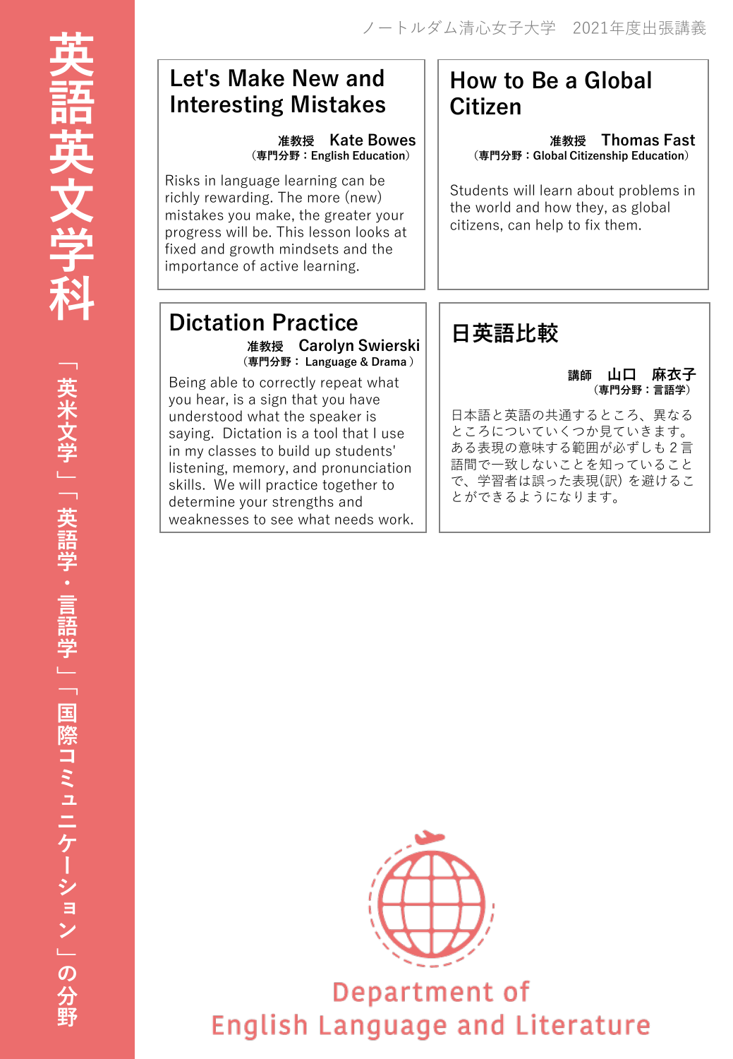ノートルダム清心女子大学　2021年度出張講義

# 英語英文学科

「英米文学」「英語学・言語学」「国際コミュニケーション」の分野

## Let's Make New and Interesting Mistakes

**准教授　Kate Bowes**
（専門分野：English Education）

Risks in language learning can be richly rewarding. The more (new) mistakes you make, the greater your progress will be. This lesson looks at fixed and growth mindsets and the importance of active learning.

## How to Be a Global Citizen

**准教授　Thomas Fast**
（専門分野：Global Citizenship Education）

Students will learn about problems in the world and how they, as global citizens, can help to fix them.

## Dictation Practice

**准教授　Carolyn Swierski**
（専門分野： Language & Drama ）

Being able to correctly repeat what you hear, is a sign that you have understood what the speaker is saying. Dictation is a tool that I use in my classes to build up students' listening, memory, and pronunciation skills. We will practice together to determine your strengths and weaknesses to see what needs work.

## 日英語比較

**講師　山口　麻衣子**
（専門分野：言語学）

日本語と英語の共通するところ、異なるところについていくつか見ていきます。ある表現の意味する範囲が必ずしも２言語間で一致しないことを知っていることで、学習者は誤った表現(訳) を避けることができるようになります。

Department of
English Language and Literature